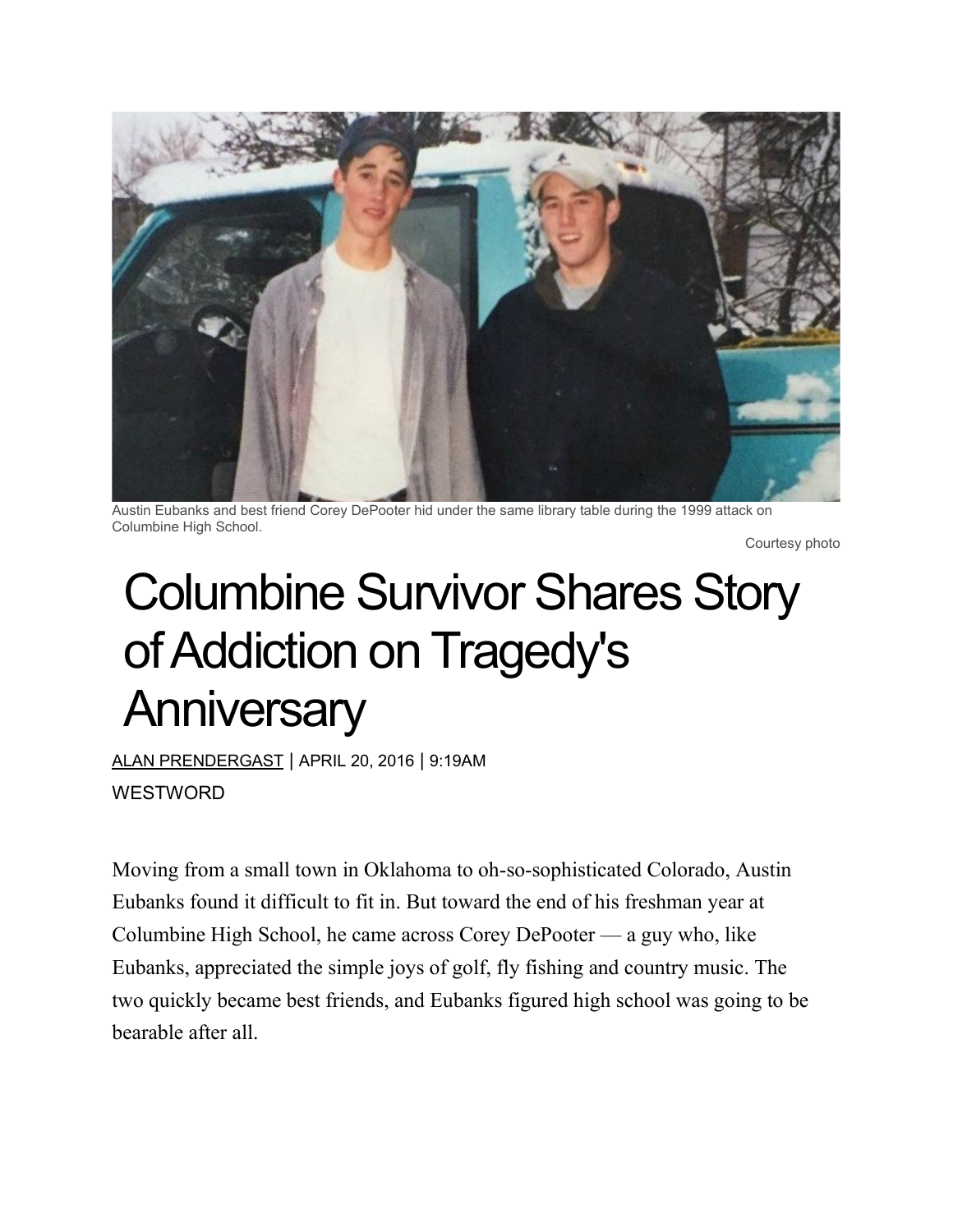Austin Eubanks and best friend Corey DePooter hid under the same library table during the 1999 attack on Columbine High School.

Courtesy photo

# Columbine Survivor Shares Story of Addiction on Tragedy's Anniversary

ALAN PRENDERGAST | APRIL 20, 2016 | 9:19AM

WESTWORD

Moving from a small town in Oklahoma to oh-so-sophisticated Colorado, Austin Eubanks found it difficult to fit in. But toward the end of his freshman year at Columbine High School, he came across Corey DePooter — a guy who, like Eubanks, appreciated the simple joys of golf, fly fishing and country music. The two quickly became best friends, and Eubanks figured high school was going to be bearable after all.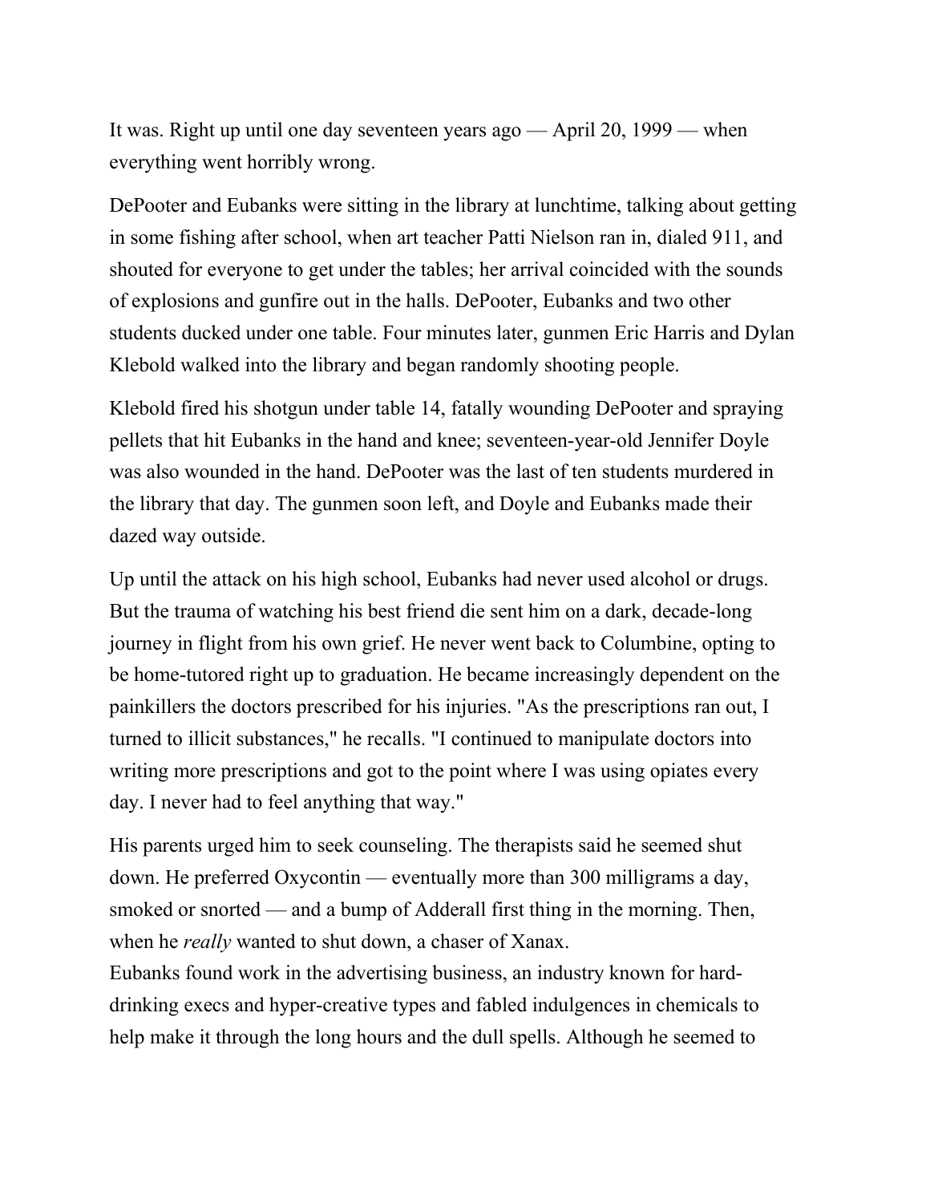It was. Right up until one day seventeen years ago — April 20, 1999 — when everything went horribly wrong.

DePooter and Eubanks were sitting in the library at lunchtime, talking about getting in some fishing after school, when art teacher Patti Nielson ran in, dialed 911, and shouted for everyone to get under the tables; her arrival coincided with the sounds of explosions and gunfire out in the halls. DePooter, Eubanks and two other students ducked under one table. Four minutes later, gunmen Eric Harris and Dylan Klebold walked into the library and began randomly shooting people.

Klebold fired his shotgun under table 14, fatally wounding DePooter and spraying pellets that hit Eubanks in the hand and knee; seventeen-year-old Jennifer Doyle was also wounded in the hand. DePooter was the last of ten students murdered in the library that day. The gunmen soon left, and Doyle and Eubanks made their dazed way outside.

Up until the attack on his high school, Eubanks had never used alcohol or drugs. But the trauma of watching his best friend die sent him on a dark, decade-long journey in flight from his own grief. He never went back to Columbine, opting to be home-tutored right up to graduation. He became increasingly dependent on the painkillers the doctors prescribed for his injuries. "As the prescriptions ran out, I turned to illicit substances," he recalls. "I continued to manipulate doctors into writing more prescriptions and got to the point where I was using opiates every day. I never had to feel anything that way."

His parents urged him to seek counseling. The therapists said he seemed shut down. He preferred Oxycontin — eventually more than 300 milligrams a day, smoked or snorted — and a bump of Adderall first thing in the morning. Then, when he *really* wanted to shut down, a chaser of Xanax.

Eubanks found work in the advertising business, an industry known for hard-drinking execs and hyper-creative types and fabled indulgences in chemicals to help make it through the long hours and the dull spells. Although he seemed to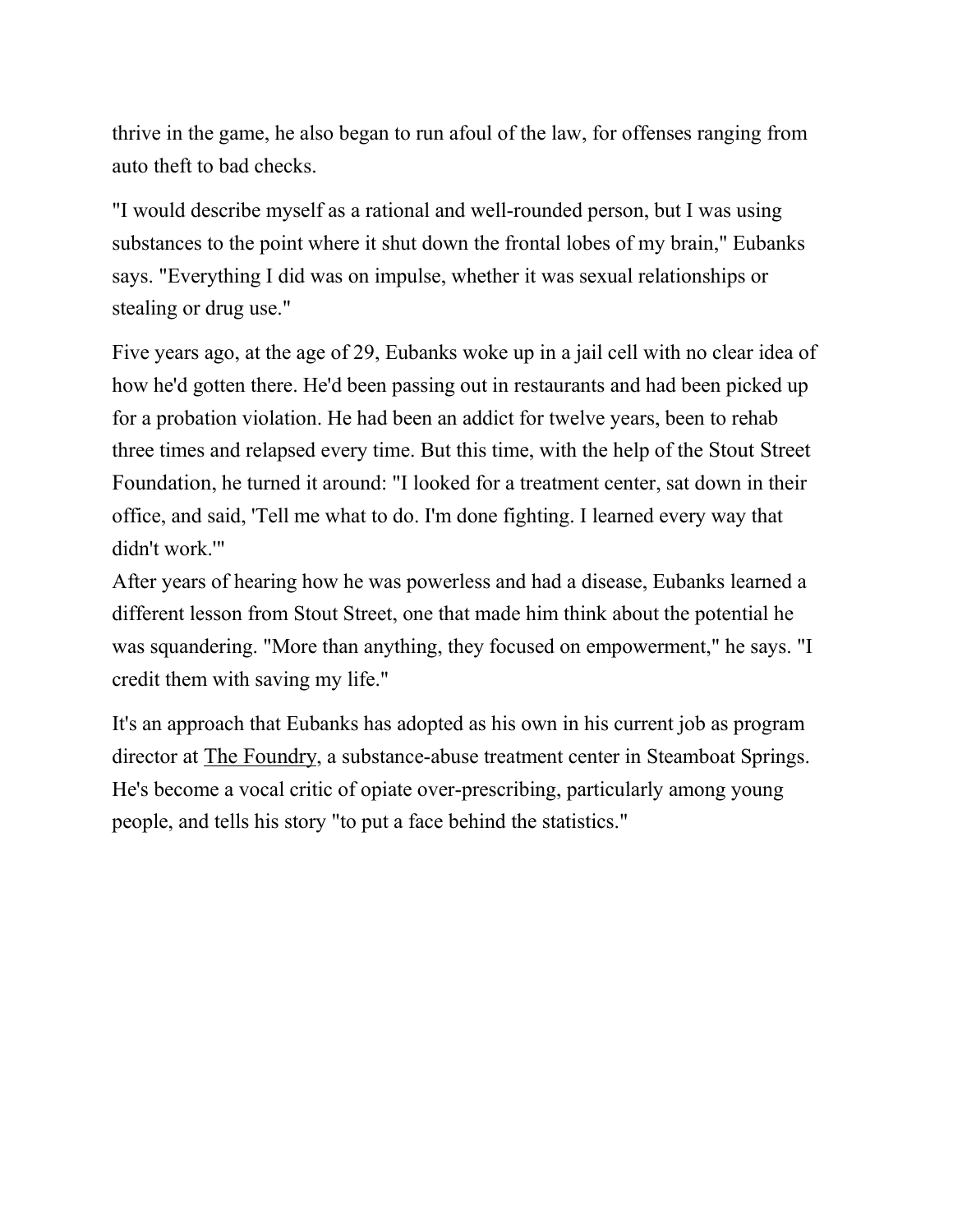thrive in the game, he also began to run afoul of the law, for offenses ranging from auto theft to bad checks.

"I would describe myself as a rational and well-rounded person, but I was using substances to the point where it shut down the frontal lobes of my brain," Eubanks says. "Everything I did was on impulse, whether it was sexual relationships or stealing or drug use."

Five years ago, at the age of 29, Eubanks woke up in a jail cell with no clear idea of how he'd gotten there. He'd been passing out in restaurants and had been picked up for a probation violation. He had been an addict for twelve years, been to rehab three times and relapsed every time. But this time, with the help of the Stout Street Foundation, he turned it around: "I looked for a treatment center, sat down in their office, and said, 'Tell me what to do. I'm done fighting. I learned every way that didn't work.'"

After years of hearing how he was powerless and had a disease, Eubanks learned a different lesson from Stout Street, one that made him think about the potential he was squandering. "More than anything, they focused on empowerment," he says. "I credit them with saving my life."

It's an approach that Eubanks has adopted as his own in his current job as program director at The Foundry, a substance-abuse treatment center in Steamboat Springs. He's become a vocal critic of opiate over-prescribing, particularly among young people, and tells his story "to put a face behind the statistics."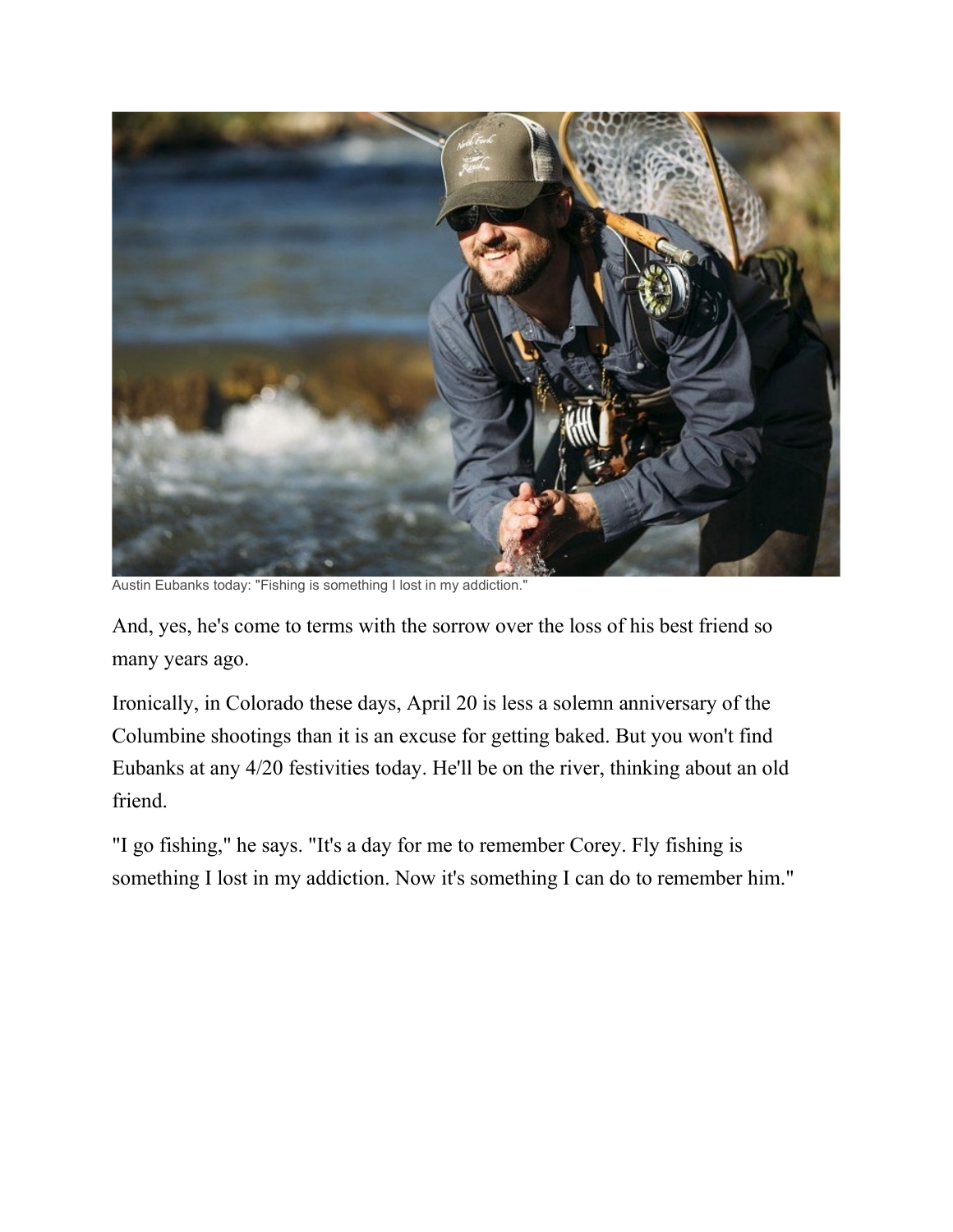Austin Eubanks today: "Fishing is something I lost in my addiction."

And, yes, he's come to terms with the sorrow over the loss of his best friend so many years ago.

Ironically, in Colorado these days, April 20 is less a solemn anniversary of the Columbine shootings than it is an excuse for getting baked. But you won't find Eubanks at any 4/20 festivities today. He'll be on the river, thinking about an old friend.

"I go fishing," he says. "It's a day for me to remember Corey. Fly fishing is something I lost in my addiction. Now it's something I can do to remember him."